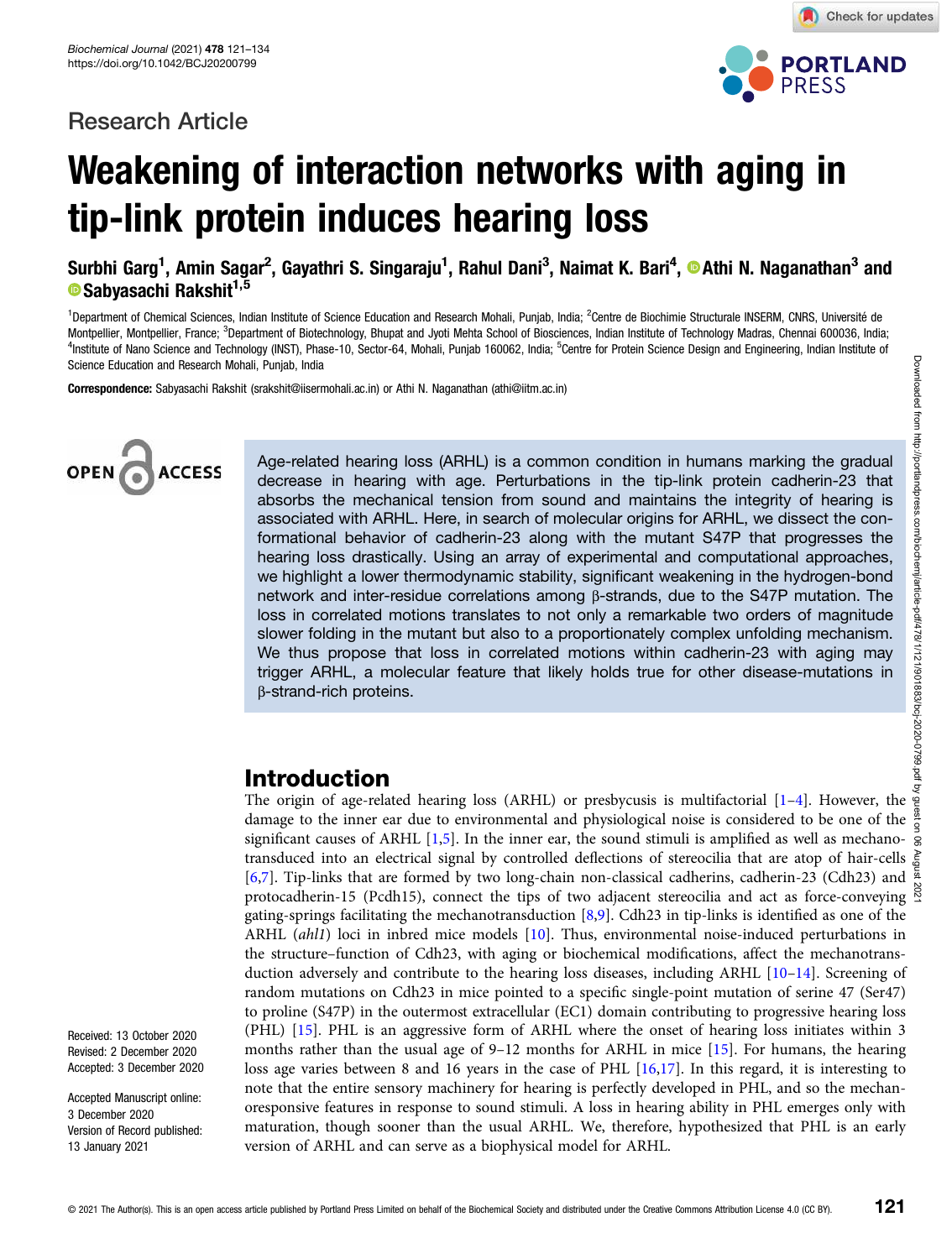Research Article

# Weakening of interaction networks with aging in tip-link protein induces hearing loss

**Surbhi Garg[1], Amin Sagar[2], Gayathri S. Singaraju[1], Rahul Dani[3], Naimat K. Bari[4], Athi N. Naganathan[3] and Sabyasachi Rakshit[1,5]**

[1]Department of Chemical Sciences, Indian Institute of Science Education and Research Mohali, Punjab, India; [2]Centre de Biochimie Structurale INSERM, CNRS, Université de Montpellier, Montpellier, France; [3]Department of Biotechnology, Bhupat and Jyoti Mehta School of Biosciences, Indian Institute of Technology Madras, Chennai 600036, India; [4]Institute of Nano Science and Technology (INST), Phase-10, Sector-64, Mohali, Punjab 160062, India; [5]Centre for Protein Science Design and Engineering, Indian Institute of Science Education and Research Mohali, Punjab, India

**Correspondence:** Sabyasachi Rakshit (srakshit@iisermohali.ac.in) or Athi N. Naganathan (athi@iitm.ac.in)

OPEN ACCESS

Age-related hearing loss (ARHL) is a common condition in humans marking the gradual decrease in hearing with age. Perturbations in the tip-link protein cadherin-23 that absorbs the mechanical tension from sound and maintains the integrity of hearing is associated with ARHL. Here, in search of molecular origins for ARHL, we dissect the conformational behavior of cadherin-23 along with the mutant S47P that progresses the hearing loss drastically. Using an array of experimental and computational approaches, we highlight a lower thermodynamic stability, significant weakening in the hydrogen-bond network and inter-residue correlations among β-strands, due to the S47P mutation. The loss in correlated motions translates to not only a remarkable two orders of magnitude slower folding in the mutant but also to a proportionately complex unfolding mechanism. We thus propose that loss in correlated motions within cadherin-23 with aging may trigger ARHL, a molecular feature that likely holds true for other disease-mutations in β-strand-rich proteins.

## Introduction

The origin of age-related hearing loss (ARHL) or presbycusis is multifactorial [1–4]. However, the damage to the inner ear due to environmental and physiological noise is considered to be one of the significant causes of ARHL [1,5]. In the inner ear, the sound stimuli is amplified as well as mechanotransduced into an electrical signal by controlled deflections of stereocilia that are atop of hair-cells [6,7]. Tip-links that are formed by two long-chain non-classical cadherins, cadherin-23 (Cdh23) and protocadherin-15 (Pcdh15), connect the tips of two adjacent stereocilia and act as force-conveying gating-springs facilitating the mechanotransduction [8,9]. Cdh23 in tip-links is identified as one of the ARHL (*ahl1*) loci in inbred mice models [10]. Thus, environmental noise-induced perturbations in the structure–function of Cdh23, with aging or biochemical modifications, affect the mechanotransduction adversely and contribute to the hearing loss diseases, including ARHL [10–14]. Screening of random mutations on Cdh23 in mice pointed to a specific single-point mutation of serine 47 (Ser47) to proline (S47P) in the outermost extracellular (EC1) domain contributing to progressive hearing loss (PHL) [15]. PHL is an aggressive form of ARHL where the onset of hearing loss initiates within 3 months rather than the usual age of 9–12 months for ARHL in mice [15]. For humans, the hearing loss age varies between 8 and 16 years in the case of PHL [16,17]. In this regard, it is interesting to note that the entire sensory machinery for hearing is perfectly developed in PHL, and so the mechanoresponsive features in response to sound stimuli. A loss in hearing ability in PHL emerges only with maturation, though sooner than the usual ARHL. We, therefore, hypothesized that PHL is an early version of ARHL and can serve as a biophysical model for ARHL.

Received: 13 October 2020
Revised: 2 December 2020
Accepted: 3 December 2020

Accepted Manuscript online: 3 December 2020
Version of Record published: 13 January 2021

© 2021 The Author(s). This is an open access article published by Portland Press Limited on behalf of the Biochemical Society and distributed under the Creative Commons Attribution License 4.0 (CC BY).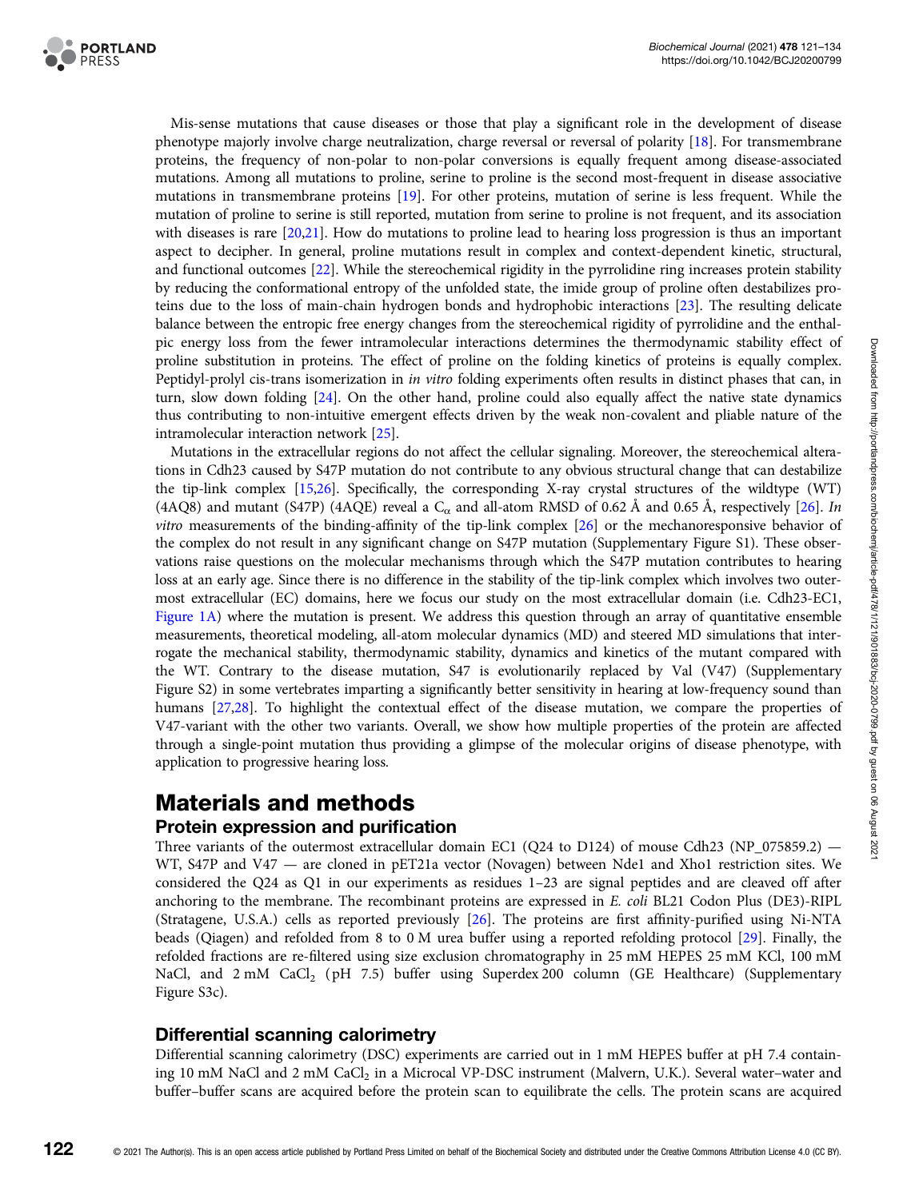Mis-sense mutations that cause diseases or those that play a significant role in the development of disease phenotype majorly involve charge neutralization, charge reversal or reversal of polarity [18]. For transmembrane proteins, the frequency of non-polar to non-polar conversions is equally frequent among disease-associated mutations. Among all mutations to proline, serine to proline is the second most-frequent in disease associative mutations in transmembrane proteins [19]. For other proteins, mutation of serine is less frequent. While the mutation of proline to serine is still reported, mutation from serine to proline is not frequent, and its association with diseases is rare [20,21]. How do mutations to proline lead to hearing loss progression is thus an important aspect to decipher. In general, proline mutations result in complex and context-dependent kinetic, structural, and functional outcomes [22]. While the stereochemical rigidity in the pyrrolidine ring increases protein stability by reducing the conformational entropy of the unfolded state, the imide group of proline often destabilizes proteins due to the loss of main-chain hydrogen bonds and hydrophobic interactions [23]. The resulting delicate balance between the entropic free energy changes from the stereochemical rigidity of pyrrolidine and the enthalpic energy loss from the fewer intramolecular interactions determines the thermodynamic stability effect of proline substitution in proteins. The effect of proline on the folding kinetics of proteins is equally complex. Peptidyl-prolyl cis-trans isomerization in *in vitro* folding experiments often results in distinct phases that can, in turn, slow down folding [24]. On the other hand, proline could also equally affect the native state dynamics thus contributing to non-intuitive emergent effects driven by the weak non-covalent and pliable nature of the intramolecular interaction network [25].

Mutations in the extracellular regions do not affect the cellular signaling. Moreover, the stereochemical alterations in Cdh23 caused by S47P mutation do not contribute to any obvious structural change that can destabilize the tip-link complex [15,26]. Specifically, the corresponding X-ray crystal structures of the wildtype (WT) (4AQ8) and mutant (S47P) (4AQE) reveal a $C_{\alpha}$ and all-atom RMSD of 0.62 Å and 0.65 Å, respectively [26]. *In vitro* measurements of the binding-affinity of the tip-link complex [26] or the mechanoresponsive behavior of the complex do not result in any significant change on S47P mutation (Supplementary Figure S1). These observations raise questions on the molecular mechanisms through which the S47P mutation contributes to hearing loss at an early age. Since there is no difference in the stability of the tip-link complex which involves two outermost extracellular (EC) domains, here we focus our study on the most extracellular domain (i.e. Cdh23-EC1, Figure 1A) where the mutation is present. We address this question through an array of quantitative ensemble measurements, theoretical modeling, all-atom molecular dynamics (MD) and steered MD simulations that interrogate the mechanical stability, thermodynamic stability, dynamics and kinetics of the mutant compared with the WT. Contrary to the disease mutation, S47 is evolutionarily replaced by Val (V47) (Supplementary Figure S2) in some vertebrates imparting a significantly better sensitivity in hearing at low-frequency sound than humans [27,28]. To highlight the contextual effect of the disease mutation, we compare the properties of V47-variant with the other two variants. Overall, we show how multiple properties of the protein are affected through a single-point mutation thus providing a glimpse of the molecular origins of disease phenotype, with application to progressive hearing loss.

# Materials and methods

## Protein expression and purification

Three variants of the outermost extracellular domain EC1 (Q24 to D124) of mouse Cdh23 (NP_075859.2) — WT, S47P and V47 — are cloned in pET21a vector (Novagen) between Nde1 and Xho1 restriction sites. We considered the Q24 as Q1 in our experiments as residues 1–23 are signal peptides and are cleaved off after anchoring to the membrane. The recombinant proteins are expressed in *E. coli* BL21 Codon Plus (DE3)-RIPL (Stratagene, U.S.A.) cells as reported previously [26]. The proteins are first affinity-purified using Ni-NTA beads (Qiagen) and refolded from 8 to 0 M urea buffer using a reported refolding protocol [29]. Finally, the refolded fractions are re-filtered using size exclusion chromatography in 25 mM HEPES 25 mM KCl, 100 mM NaCl, and 2 mM $CaCl_2$ (pH 7.5) buffer using Superdex 200 column (GE Healthcare) (Supplementary Figure S3c).

## Differential scanning calorimetry

Differential scanning calorimetry (DSC) experiments are carried out in 1 mM HEPES buffer at pH 7.4 containing 10 mM NaCl and 2 mM $CaCl_2$ in a Microcal VP-DSC instrument (Malvern, U.K.). Several water–water and buffer–buffer scans are acquired before the protein scan to equilibrate the cells. The protein scans are acquired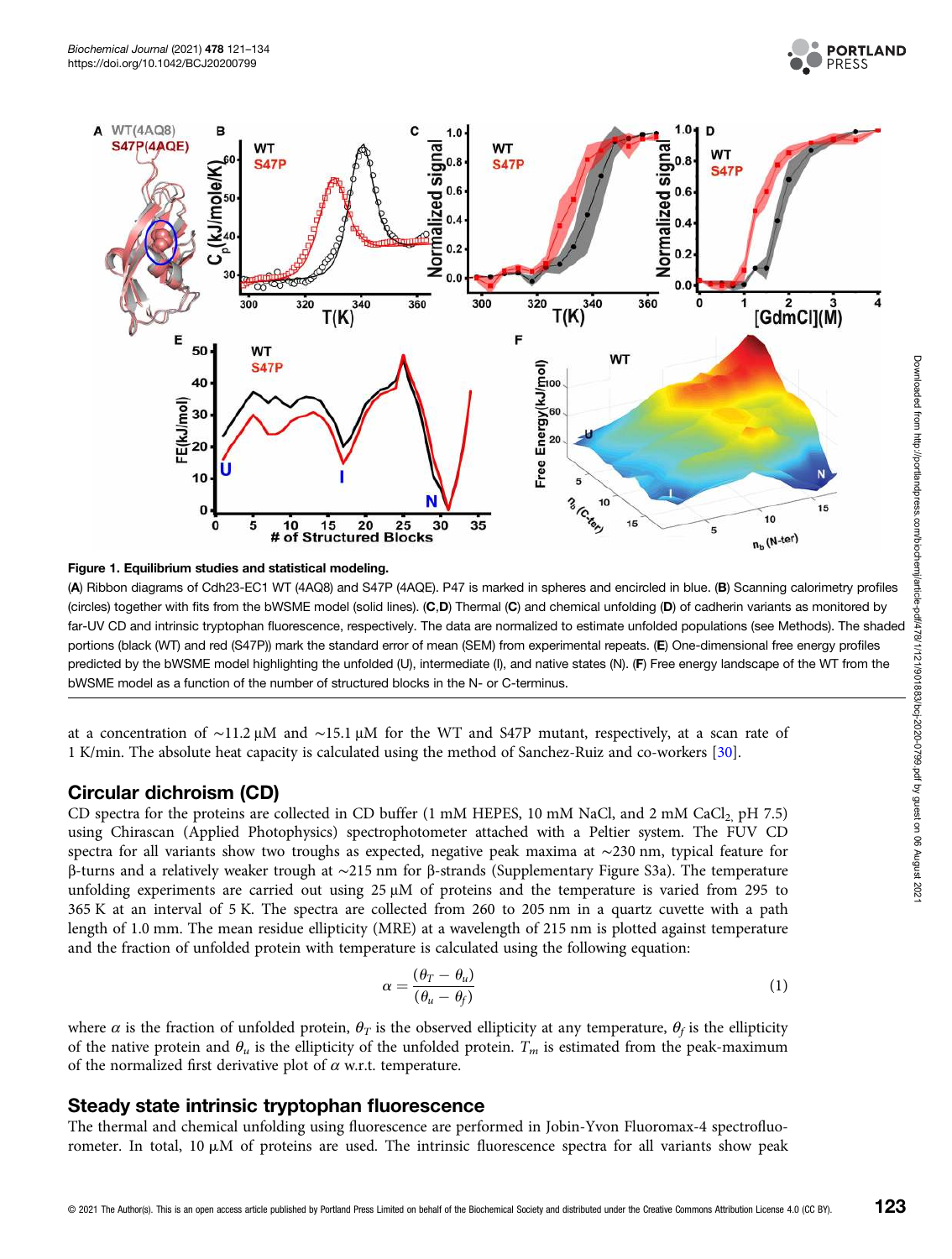**Figure 1. Equilibrium studies and statistical modeling.**

(**A**) Ribbon diagrams of Cdh23-EC1 WT (4AQ8) and S47P (4AQE). P47 is marked in spheres and encircled in blue. (**B**) Scanning calorimetry profiles (circles) together with fits from the bWSME model (solid lines). (**C**,**D**) Thermal (**C**) and chemical unfolding (**D**) of cadherin variants as monitored by far-UV CD and intrinsic tryptophan fluorescence, respectively. The data are normalized to estimate unfolded populations (see Methods). The shaded portions (black (WT) and red (S47P)) mark the standard error of mean (SEM) from experimental repeats. (**E**) One-dimensional free energy profiles predicted by the bWSME model highlighting the unfolded (U), intermediate (I), and native states (N). (**F**) Free energy landscape of the WT from the bWSME model as a function of the number of structured blocks in the N- or C-terminus.

at a concentration of ∼11.2 μM and ∼15.1 μM for the WT and S47P mutant, respectively, at a scan rate of 1 K/min. The absolute heat capacity is calculated using the method of Sanchez-Ruiz and co-workers [30].

## Circular dichroism (CD)

CD spectra for the proteins are collected in CD buffer (1 mM HEPES, 10 mM NaCl, and 2 mM $CaCl_2$, pH 7.5) using Chirascan (Applied Photophysics) spectrophotometer attached with a Peltier system. The FUV CD spectra for all variants show two troughs as expected, negative peak maxima at ∼230 nm, typical feature for β-turns and a relatively weaker trough at ∼215 nm for β-strands (Supplementary Figure S3a). The temperature unfolding experiments are carried out using 25 μM of proteins and the temperature is varied from 295 to 365 K at an interval of 5 K. The spectra are collected from 260 to 205 nm in a quartz cuvette with a path length of 1.0 mm. The mean residue ellipticity (MRE) at a wavelength of 215 nm is plotted against temperature and the fraction of unfolded protein with temperature is calculated using the following equation:

$$\alpha = \frac{(\theta_T - \theta_u)}{(\theta_u - \theta_f)} \tag{1}$$

where $\alpha$ is the fraction of unfolded protein, $\theta_T$ is the observed ellipticity at any temperature, $\theta_f$ is the ellipticity of the native protein and $\theta_u$ is the ellipticity of the unfolded protein. $T_m$ is estimated from the peak-maximum of the normalized first derivative plot of $\alpha$ w.r.t. temperature.

## Steady state intrinsic tryptophan fluorescence

The thermal and chemical unfolding using fluorescence are performed in Jobin-Yvon Fluoromax-4 spectrofluorometer. In total, 10 μM of proteins are used. The intrinsic fluorescence spectra for all variants show peak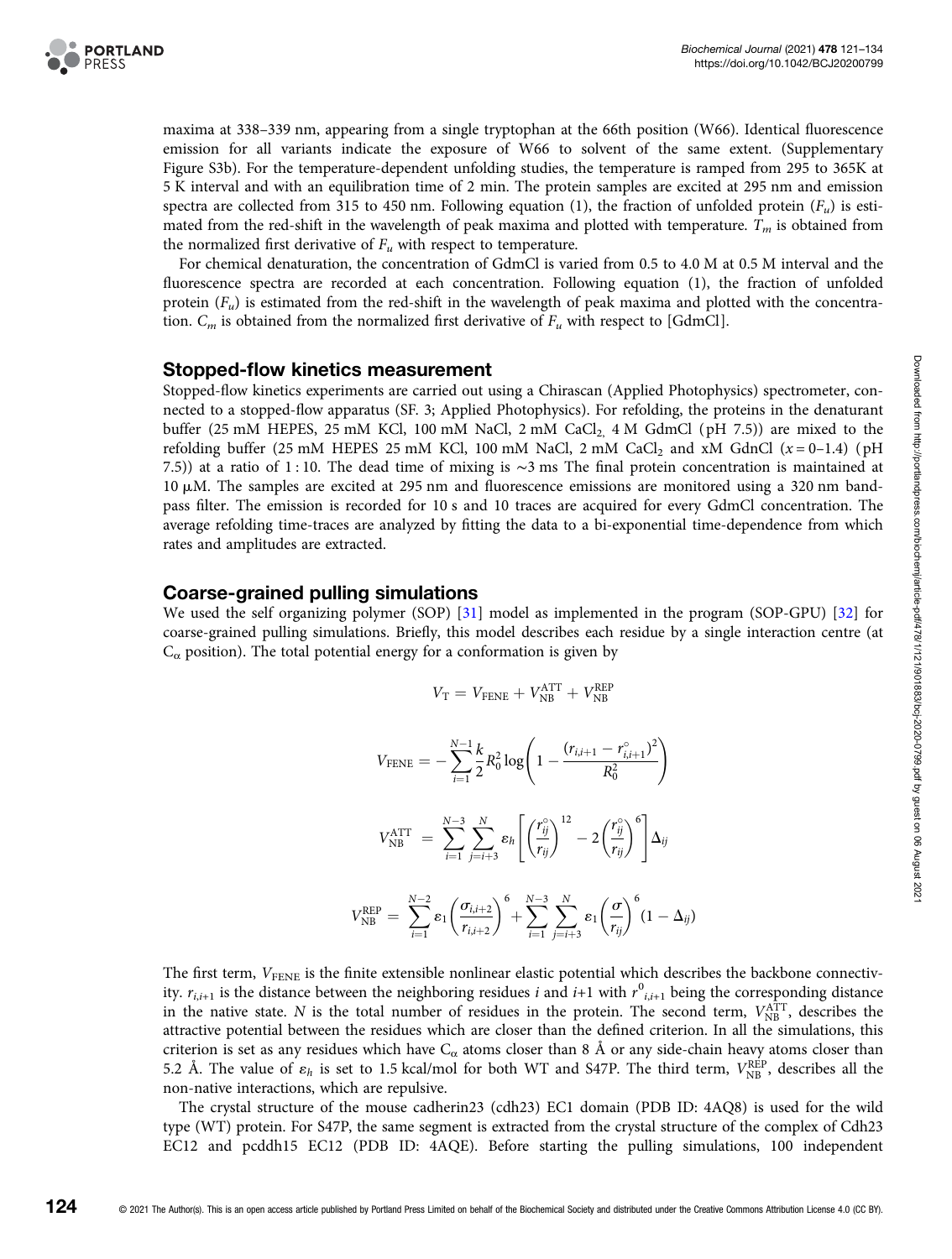maxima at 338–339 nm, appearing from a single tryptophan at the 66th position (W66). Identical fluorescence emission for all variants indicate the exposure of W66 to solvent of the same extent. (Supplementary Figure S3b). For the temperature-dependent unfolding studies, the temperature is ramped from 295 to 365K at 5 K interval and with an equilibration time of 2 min. The protein samples are excited at 295 nm and emission spectra are collected from 315 to 450 nm. Following equation (1), the fraction of unfolded protein ($F_u$) is estimated from the red-shift in the wavelength of peak maxima and plotted with temperature. $T_m$ is obtained from the normalized first derivative of $F_u$ with respect to temperature.

For chemical denaturation, the concentration of GdmCl is varied from 0.5 to 4.0 M at 0.5 M interval and the fluorescence spectra are recorded at each concentration. Following equation (1), the fraction of unfolded protein ($F_u$) is estimated from the red-shift in the wavelength of peak maxima and plotted with the concentration. $C_m$ is obtained from the normalized first derivative of $F_u$ with respect to [GdmCl].

## Stopped-flow kinetics measurement

Stopped-flow kinetics experiments are carried out using a Chirascan (Applied Photophysics) spectrometer, connected to a stopped-flow apparatus (SF. 3; Applied Photophysics). For refolding, the proteins in the denaturant buffer (25 mM HEPES, 25 mM KCl, 100 mM NaCl, 2 mM $CaCl_2$, 4 M GdmCl (pH 7.5)) are mixed to the refolding buffer (25 mM HEPES 25 mM KCl, 100 mM NaCl, 2 mM $CaCl_2$ and xM GdnCl ($x$ = 0–1.4) (pH 7.5)) at a ratio of 1 : 10. The dead time of mixing is ~3 ms The final protein concentration is maintained at 10 μM. The samples are excited at 295 nm and fluorescence emissions are monitored using a 320 nm band-pass filter. The emission is recorded for 10 s and 10 traces are acquired for every GdmCl concentration. The average refolding time-traces are analyzed by fitting the data to a bi-exponential time-dependence from which rates and amplitudes are extracted.

## Coarse-grained pulling simulations

We used the self organizing polymer (SOP) [31] model as implemented in the program (SOP-GPU) [32] for coarse-grained pulling simulations. Briefly, this model describes each residue by a single interaction centre (at $C_\alpha$ position). The total potential energy for a conformation is given by

$$V_T = V_{FENE} + V_{NB}^{ATT} + V_{NB}^{REP}$$

$$V_{FENE} = -\sum_{i=1}^{N-1} \frac{k}{2} R_0^2 \log\left(1 - \frac{(r_{i,i+1} - r^{\circ}_{i,i+1})^2}{R_0^2}\right)$$

$$V_{NB}^{ATT} = \sum_{i=1}^{N-3} \sum_{j=i+3}^{N} \varepsilon_h \left[\left(\frac{r^{\circ}_{ij}}{r_{ij}}\right)^{12} - 2\left(\frac{r^{\circ}_{ij}}{r_{ij}}\right)^{6}\right] \Delta_{ij}$$

$$V_{NB}^{REP} = \sum_{i=1}^{N-2} \varepsilon_1 \left(\frac{\sigma_{i,i+2}}{r_{i,i+2}}\right)^6 + \sum_{i=1}^{N-3} \sum_{j=i+3}^{N} \varepsilon_1 \left(\frac{\sigma}{r_{ij}}\right)^6 (1 - \Delta_{ij})$$

The first term, $V_{FENE}$ is the finite extensible nonlinear elastic potential which describes the backbone connectivity. $r_{i,i+1}$ is the distance between the neighboring residues $i$ and $i$+1 with $r^0_{i,i+1}$ being the corresponding distance in the native state. $N$ is the total number of residues in the protein. The second term, $V_{NB}^{ATT}$, describes the attractive potential between the residues which are closer than the defined criterion. In all the simulations, this criterion is set as any residues which have $C_\alpha$ atoms closer than 8 Å or any side-chain heavy atoms closer than 5.2 Å. The value of $\varepsilon_h$ is set to 1.5 kcal/mol for both WT and S47P. The third term, $V_{NB}^{REP}$, describes all the non-native interactions, which are repulsive.

The crystal structure of the mouse cadherin23 (cdh23) EC1 domain (PDB ID: 4AQ8) is used for the wild type (WT) protein. For S47P, the same segment is extracted from the crystal structure of the complex of Cdh23 EC12 and pcddh15 EC12 (PDB ID: 4AQE). Before starting the pulling simulations, 100 independent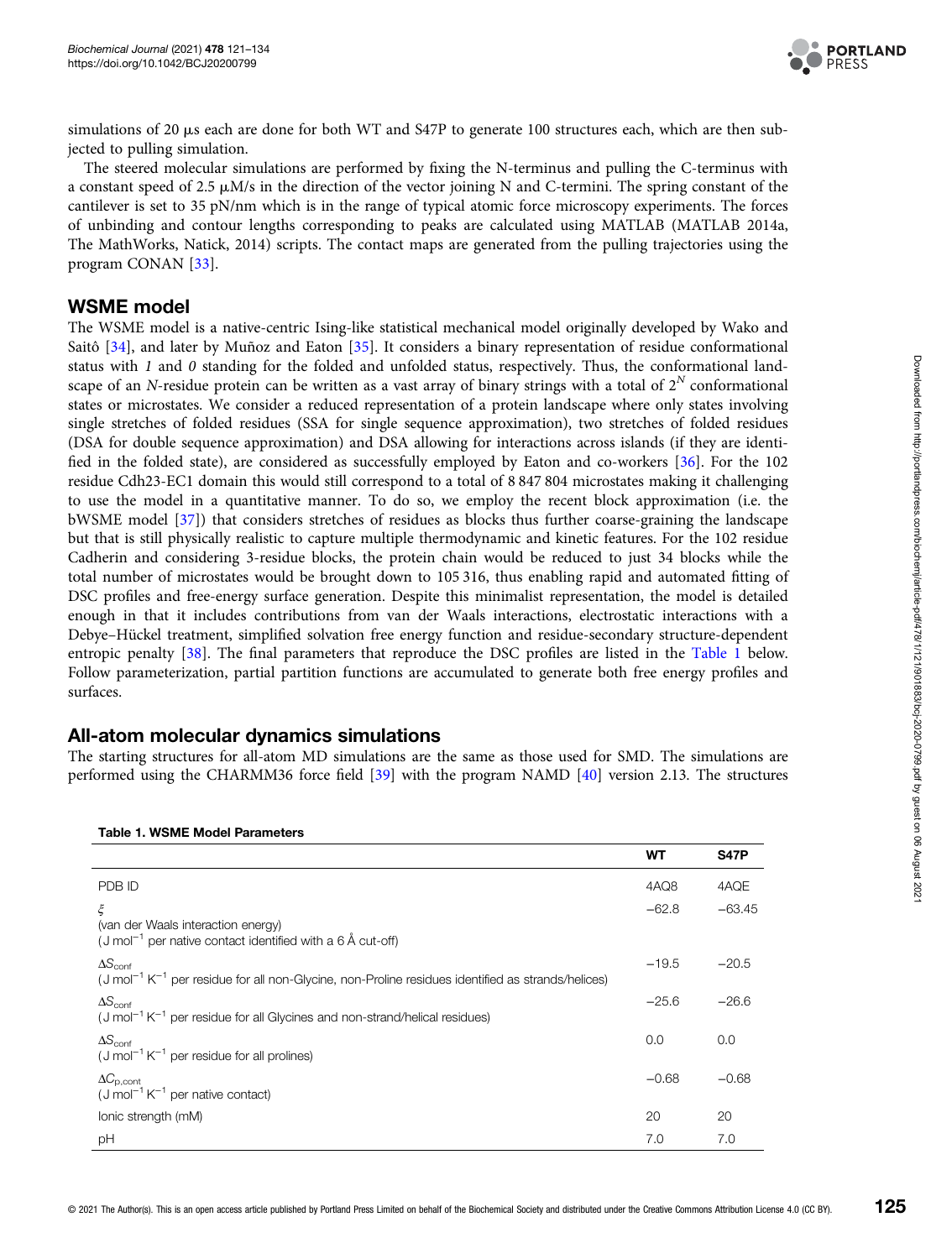simulations of 20 μs each are done for both WT and S47P to generate 100 structures each, which are then subjected to pulling simulation.

The steered molecular simulations are performed by fixing the N-terminus and pulling the C-terminus with a constant speed of 2.5 μM/s in the direction of the vector joining N and C-termini. The spring constant of the cantilever is set to 35 pN/nm which is in the range of typical atomic force microscopy experiments. The forces of unbinding and contour lengths corresponding to peaks are calculated using MATLAB (MATLAB 2014a, The MathWorks, Natick, 2014) scripts. The contact maps are generated from the pulling trajectories using the program CONAN [33].

## WSME model

The WSME model is a native-centric Ising-like statistical mechanical model originally developed by Wako and Saitô [34], and later by Muñoz and Eaton [35]. It considers a binary representation of residue conformational status with *1* and *0* standing for the folded and unfolded status, respectively. Thus, the conformational landscape of an *N*-residue protein can be written as a vast array of binary strings with a total of $2^N$ conformational states or microstates. We consider a reduced representation of a protein landscape where only states involving single stretches of folded residues (SSA for single sequence approximation), two stretches of folded residues (DSA for double sequence approximation) and DSA allowing for interactions across islands (if they are identified in the folded state), are considered as successfully employed by Eaton and co-workers [36]. For the 102 residue Cdh23-EC1 domain this would still correspond to a total of 8 847 804 microstates making it challenging to use the model in a quantitative manner. To do so, we employ the recent block approximation (i.e. the bWSME model [37]) that considers stretches of residues as blocks thus further coarse-graining the landscape but that is still physically realistic to capture multiple thermodynamic and kinetic features. For the 102 residue Cadherin and considering 3-residue blocks, the protein chain would be reduced to just 34 blocks while the total number of microstates would be brought down to 105 316, thus enabling rapid and automated fitting of DSC profiles and free-energy surface generation. Despite this minimalist representation, the model is detailed enough in that it includes contributions from van der Waals interactions, electrostatic interactions with a Debye–Hückel treatment, simplified solvation free energy function and residue-secondary structure-dependent entropic penalty [38]. The final parameters that reproduce the DSC profiles are listed in the Table 1 below. Follow parameterization, partial partition functions are accumulated to generate both free energy profiles and surfaces.

## All-atom molecular dynamics simulations

The starting structures for all-atom MD simulations are the same as those used for SMD. The simulations are performed using the CHARMM36 force field [39] with the program NAMD [40] version 2.13. The structures

**Table 1. WSME Model Parameters**

| | WT | S47P |
|---|---|---|
| PDB ID | 4AQ8 | 4AQE |
| $\xi$ (van der Waals interaction energy) ($J\ mol^{-1}$ per native contact identified with a 6 Å cut-off) | −62.8 | −63.45 |
| $\Delta S_{conf}$ ($J\ mol^{-1}\ K^{-1}$ per residue for all non-Glycine, non-Proline residues identified as strands/helices) | −19.5 | −20.5 |
| $\Delta S_{conf}$ ($J\ mol^{-1}\ K^{-1}$ per residue for all Glycines and non-strand/helical residues) | −25.6 | −26.6 |
| $\Delta S_{conf}$ ($J\ mol^{-1}\ K^{-1}$ per residue for all prolines) | 0.0 | 0.0 |
| $\Delta C_{p,cont}$ ($J\ mol^{-1}\ K^{-1}$ per native contact) | −0.68 | −0.68 |
| Ionic strength (mM) | 20 | 20 |
| pH | 7.0 | 7.0 |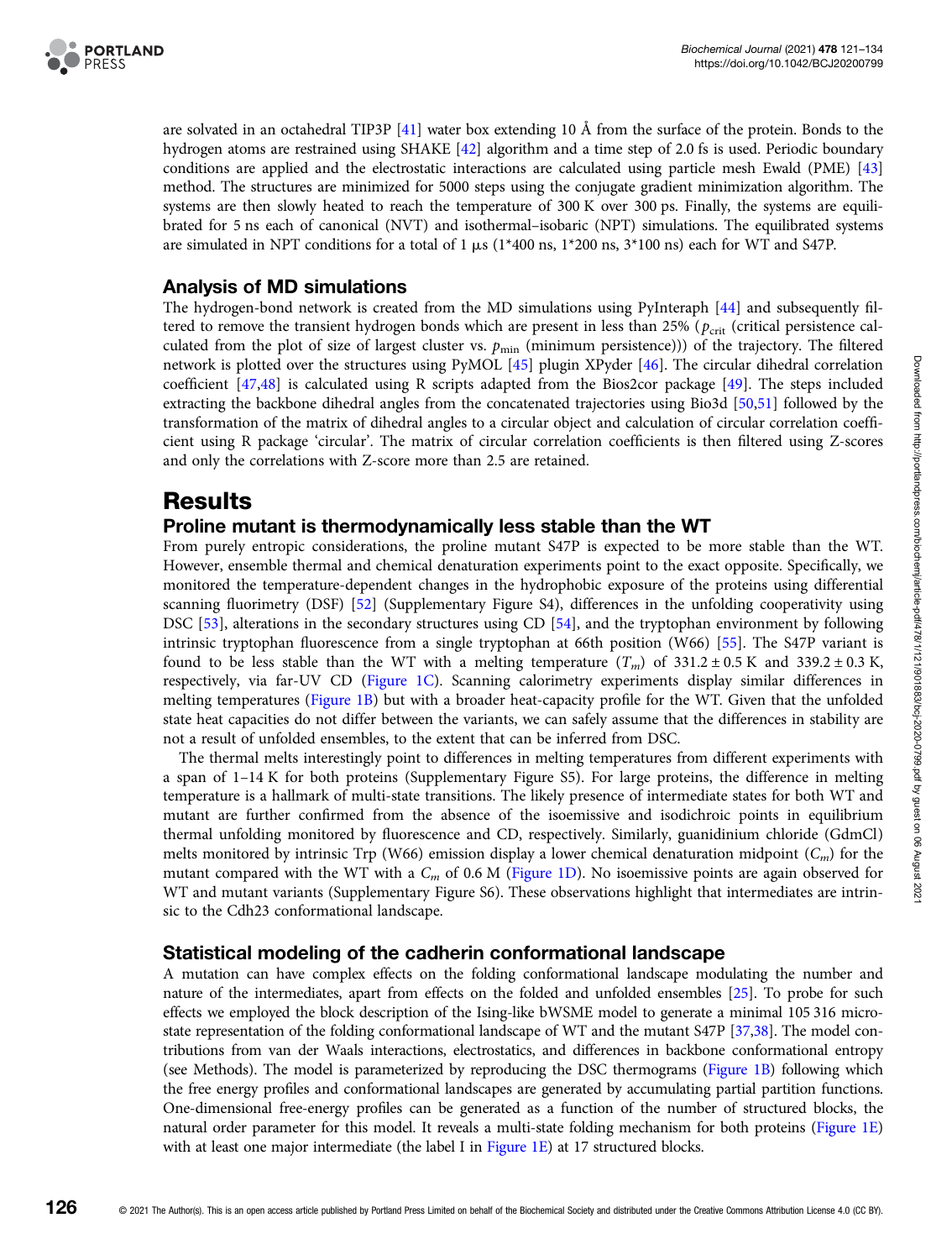are solvated in an octahedral TIP3P [41] water box extending 10 Å from the surface of the protein. Bonds to the hydrogen atoms are restrained using SHAKE [42] algorithm and a time step of 2.0 fs is used. Periodic boundary conditions are applied and the electrostatic interactions are calculated using particle mesh Ewald (PME) [43] method. The structures are minimized for 5000 steps using the conjugate gradient minimization algorithm. The systems are then slowly heated to reach the temperature of 300 K over 300 ps. Finally, the systems are equilibrated for 5 ns each of canonical (NVT) and isothermal–isobaric (NPT) simulations. The equilibrated systems are simulated in NPT conditions for a total of 1 μs (1*400 ns, 1*200 ns, 3*100 ns) each for WT and S47P.

### Analysis of MD simulations

The hydrogen-bond network is created from the MD simulations using PyInteraph [44] and subsequently filtered to remove the transient hydrogen bonds which are present in less than 25% ($p_{crit}$ (critical persistence calculated from the plot of size of largest cluster vs. $p_{min}$ (minimum persistence))) of the trajectory. The filtered network is plotted over the structures using PyMOL [45] plugin XPyder [46]. The circular dihedral correlation coefficient [47,48] is calculated using R scripts adapted from the Bios2cor package [49]. The steps included extracting the backbone dihedral angles from the concatenated trajectories using Bio3d [50,51] followed by the transformation of the matrix of dihedral angles to a circular object and calculation of circular correlation coefficient using R package 'circular'. The matrix of circular correlation coefficients is then filtered using Z-scores and only the correlations with Z-score more than 2.5 are retained.

## Results

### Proline mutant is thermodynamically less stable than the WT

From purely entropic considerations, the proline mutant S47P is expected to be more stable than the WT. However, ensemble thermal and chemical denaturation experiments point to the exact opposite. Specifically, we monitored the temperature-dependent changes in the hydrophobic exposure of the proteins using differential scanning fluorimetry (DSF) [52] (Supplementary Figure S4), differences in the unfolding cooperativity using DSC [53], alterations in the secondary structures using CD [54], and the tryptophan environment by following intrinsic tryptophan fluorescence from a single tryptophan at 66th position (W66) [55]. The S47P variant is found to be less stable than the WT with a melting temperature ($T_m$) of 331.2 ± 0.5 K and 339.2 ± 0.3 K, respectively, via far-UV CD (Figure 1C). Scanning calorimetry experiments display similar differences in melting temperatures (Figure 1B) but with a broader heat-capacity profile for the WT. Given that the unfolded state heat capacities do not differ between the variants, we can safely assume that the differences in stability are not a result of unfolded ensembles, to the extent that can be inferred from DSC.

The thermal melts interestingly point to differences in melting temperatures from different experiments with a span of 1–14 K for both proteins (Supplementary Figure S5). For large proteins, the difference in melting temperature is a hallmark of multi-state transitions. The likely presence of intermediate states for both WT and mutant are further confirmed from the absence of the isoemissive and isodichroic points in equilibrium thermal unfolding monitored by fluorescence and CD, respectively. Similarly, guanidinium chloride (GdmCl) melts monitored by intrinsic Trp (W66) emission display a lower chemical denaturation midpoint ($C_m$) for the mutant compared with the WT with a $C_m$ of 0.6 M (Figure 1D). No isoemissive points are again observed for WT and mutant variants (Supplementary Figure S6). These observations highlight that intermediates are intrinsic to the Cdh23 conformational landscape.

### Statistical modeling of the cadherin conformational landscape

A mutation can have complex effects on the folding conformational landscape modulating the number and nature of the intermediates, apart from effects on the folded and unfolded ensembles [25]. To probe for such effects we employed the block description of the Ising-like bWSME model to generate a minimal 105 316 microstate representation of the folding conformational landscape of WT and the mutant S47P [37,38]. The model contributions from van der Waals interactions, electrostatics, and differences in backbone conformational entropy (see Methods). The model is parameterized by reproducing the DSC thermograms (Figure 1B) following which the free energy profiles and conformational landscapes are generated by accumulating partial partition functions. One-dimensional free-energy profiles can be generated as a function of the number of structured blocks, the natural order parameter for this model. It reveals a multi-state folding mechanism for both proteins (Figure 1E) with at least one major intermediate (the label I in Figure 1E) at 17 structured blocks.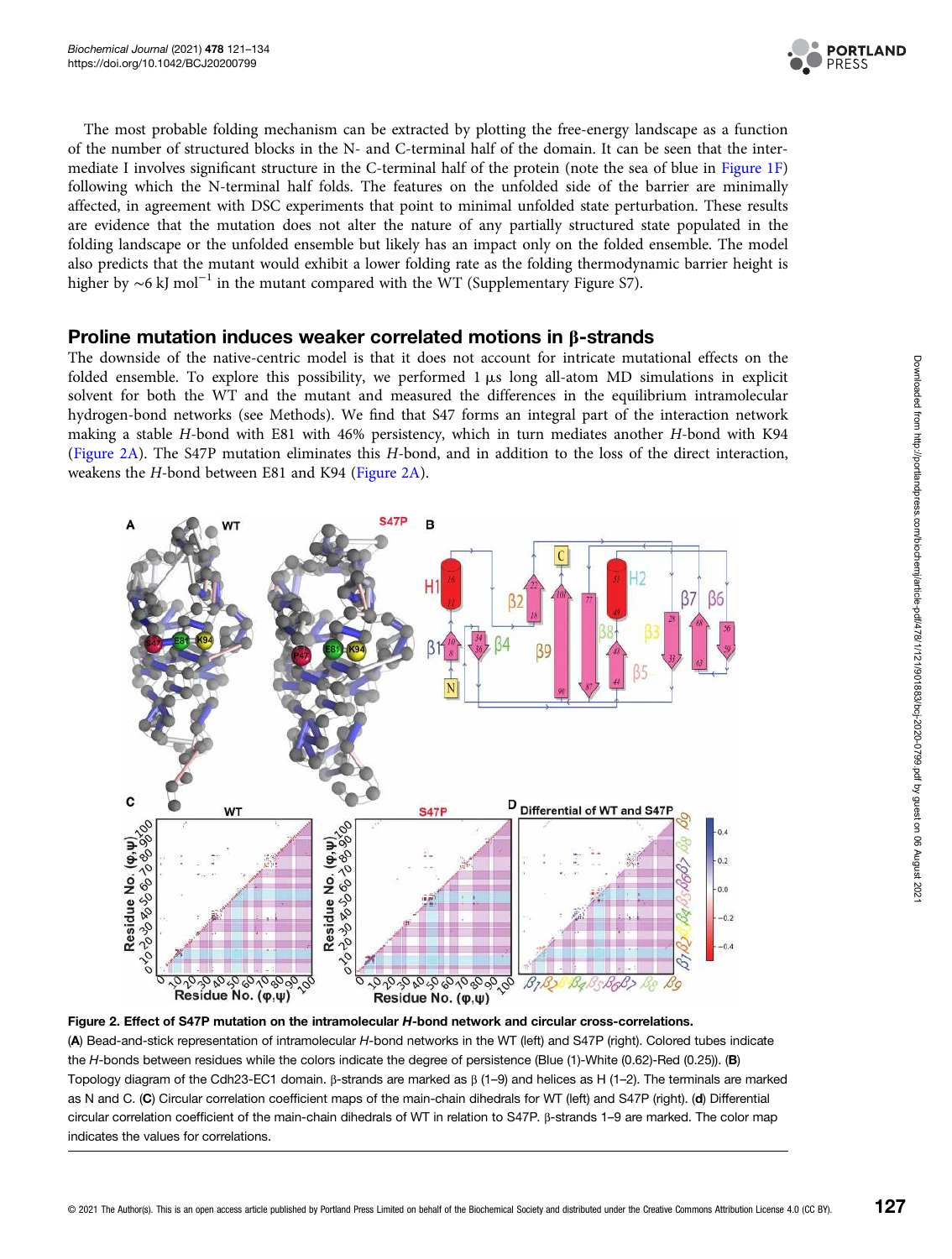The most probable folding mechanism can be extracted by plotting the free-energy landscape as a function of the number of structured blocks in the N- and C-terminal half of the domain. It can be seen that the intermediate I involves significant structure in the C-terminal half of the protein (note the sea of blue in Figure 1F) following which the N-terminal half folds. The features on the unfolded side of the barrier are minimally affected, in agreement with DSC experiments that point to minimal unfolded state perturbation. These results are evidence that the mutation does not alter the nature of any partially structured state populated in the folding landscape or the unfolded ensemble but likely has an impact only on the folded ensemble. The model also predicts that the mutant would exhibit a lower folding rate as the folding thermodynamic barrier height is higher by ~6 kJ $mol^{-1}$ in the mutant compared with the WT (Supplementary Figure S7).

## Proline mutation induces weaker correlated motions in β-strands

The downside of the native-centric model is that it does not account for intricate mutational effects on the folded ensemble. To explore this possibility, we performed 1 μs long all-atom MD simulations in explicit solvent for both the WT and the mutant and measured the differences in the equilibrium intramolecular hydrogen-bond networks (see Methods). We find that S47 forms an integral part of the interaction network making a stable *H*-bond with E81 with 46% persistency, which in turn mediates another *H*-bond with K94 (Figure 2A). The S47P mutation eliminates this *H*-bond, and in addition to the loss of the direct interaction, weakens the *H*-bond between E81 and K94 (Figure 2A).

**Figure 2. Effect of S47P mutation on the intramolecular *H*-bond network and circular cross-correlations.**
(**A**) Bead-and-stick representation of intramolecular *H*-bond networks in the WT (left) and S47P (right). Colored tubes indicate the *H*-bonds between residues while the colors indicate the degree of persistence (Blue (1)-White (0.62)-Red (0.25)). (**B**) Topology diagram of the Cdh23-EC1 domain. β-strands are marked as β (1–9) and helices as H (1–2). The terminals are marked as N and C. (**C**) Circular correlation coefficient maps of the main-chain dihedrals for WT (left) and S47P (right). (**d**) Differential circular correlation coefficient of the main-chain dihedrals of WT in relation to S47P. β-strands 1–9 are marked. The color map indicates the values for correlations.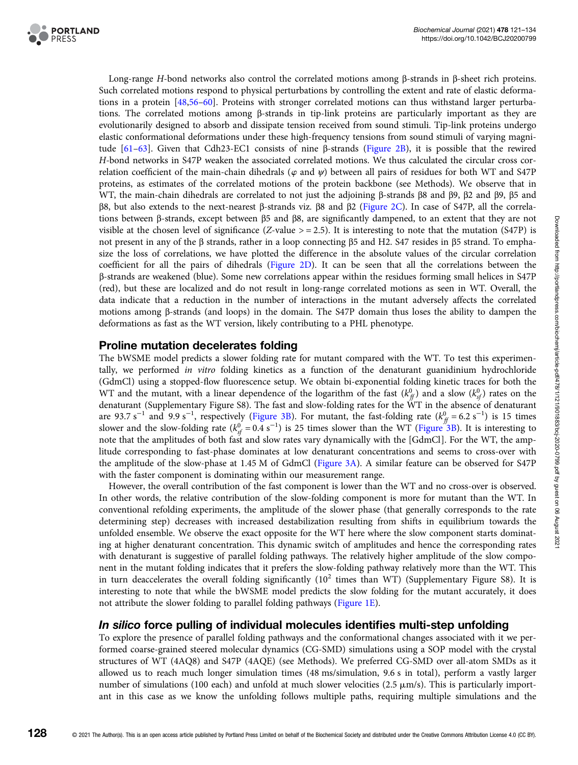Long-range *H*-bond networks also control the correlated motions among β-strands in β-sheet rich proteins. Such correlated motions respond to physical perturbations by controlling the extent and rate of elastic deformations in a protein [48,56–60]. Proteins with stronger correlated motions can thus withstand larger perturbations. The correlated motions among β-strands in tip-link proteins are particularly important as they are evolutionarily designed to absorb and dissipate tension received from sound stimuli. Tip-link proteins undergo elastic conformational deformations under these high-frequency tensions from sound stimuli of varying magnitude [61–63]. Given that Cdh23-EC1 consists of nine β-strands (Figure 2B), it is possible that the rewired *H*-bond networks in S47P weaken the associated correlated motions. We thus calculated the circular cross correlation coefficient of the main-chain dihedrals ($\varphi$ and $\psi$) between all pairs of residues for both WT and S47P proteins, as estimates of the correlated motions of the protein backbone (see Methods). We observe that in WT, the main-chain dihedrals are correlated to not just the adjoining β-strands β8 and β9, β2 and β9, β5 and β8, but also extends to the next-nearest β-strands viz. β8 and β2 (Figure 2C). In case of S47P, all the correlations between β-strands, except between β5 and β8, are significantly dampened, to an extent that they are not visible at the chosen level of significance (*Z*-value > = 2.5). It is interesting to note that the mutation (S47P) is not present in any of the β strands, rather in a loop connecting β5 and H2. S47 resides in β5 strand. To emphasize the loss of correlations, we have plotted the difference in the absolute values of the circular correlation coefficient for all the pairs of dihedrals (Figure 2D). It can be seen that all the correlations between the β-strands are weakened (blue). Some new correlations appear within the residues forming small helices in S47P (red), but these are localized and do not result in long-range correlated motions as seen in WT. Overall, the data indicate that a reduction in the number of interactions in the mutant adversely affects the correlated motions among β-strands (and loops) in the domain. The S47P domain thus loses the ability to dampen the deformations as fast as the WT version, likely contributing to a PHL phenotype.

## Proline mutation decelerates folding

The bWSME model predicts a slower folding rate for mutant compared with the WT. To test this experimentally, we performed *in vitro* folding kinetics as a function of the denaturant guanidinium hydrochloride (GdmCl) using a stopped-flow fluorescence setup. We obtain bi-exponential folding kinetic traces for both the WT and the mutant, with a linear dependence of the logarithm of the fast ($k^0_{ff}$) and a slow ($k^0_{sf}$) rates on the denaturant (Supplementary Figure S8). The fast and slow-folding rates for the WT in the absence of denaturant are 93.7 $s^{-1}$ and 9.9 $s^{-1}$, respectively (Figure 3B). For mutant, the fast-folding rate ($k^0_{ff} = 6.2\ s^{-1}$) is 15 times slower and the slow-folding rate ($k^0_{sf} = 0.4\ s^{-1}$) is 25 times slower than the WT (Figure 3B). It is interesting to note that the amplitudes of both fast and slow rates vary dynamically with the [GdmCl]. For the WT, the amplitude corresponding to fast-phase dominates at low denaturant concentrations and seems to cross-over with the amplitude of the slow-phase at 1.45 M of GdmCl (Figure 3A). A similar feature can be observed for S47P with the faster component is dominating within our measurement range.

However, the overall contribution of the fast component is lower than the WT and no cross-over is observed. In other words, the relative contribution of the slow-folding component is more for mutant than the WT. In conventional refolding experiments, the amplitude of the slower phase (that generally corresponds to the rate determining step) decreases with increased destabilization resulting from shifts in equilibrium towards the unfolded ensemble. We observe the exact opposite for the WT here where the slow component starts dominating at higher denaturant concentration. This dynamic switch of amplitudes and hence the corresponding rates with denaturant is suggestive of parallel folding pathways. The relatively higher amplitude of the slow component in the mutant folding indicates that it prefers the slow-folding pathway relatively more than the WT. This in turn deaccelerates the overall folding significantly ($10^2$ times than WT) (Supplementary Figure S8). It is interesting to note that while the bWSME model predicts the slow folding for the mutant accurately, it does not attribute the slower folding to parallel folding pathways (Figure 1E).

## *In silico* force pulling of individual molecules identifies multi-step unfolding

To explore the presence of parallel folding pathways and the conformational changes associated with it we performed coarse-grained steered molecular dynamics (CG-SMD) simulations using a SOP model with the crystal structures of WT (4AQ8) and S47P (4AQE) (see Methods). We preferred CG-SMD over all-atom SMDs as it allowed us to reach much longer simulation times (48 ms/simulation, 9.6 s in total), perform a vastly larger number of simulations (100 each) and unfold at much slower velocities (2.5 μm/s). This is particularly important in this case as we know the unfolding follows multiple paths, requiring multiple simulations and the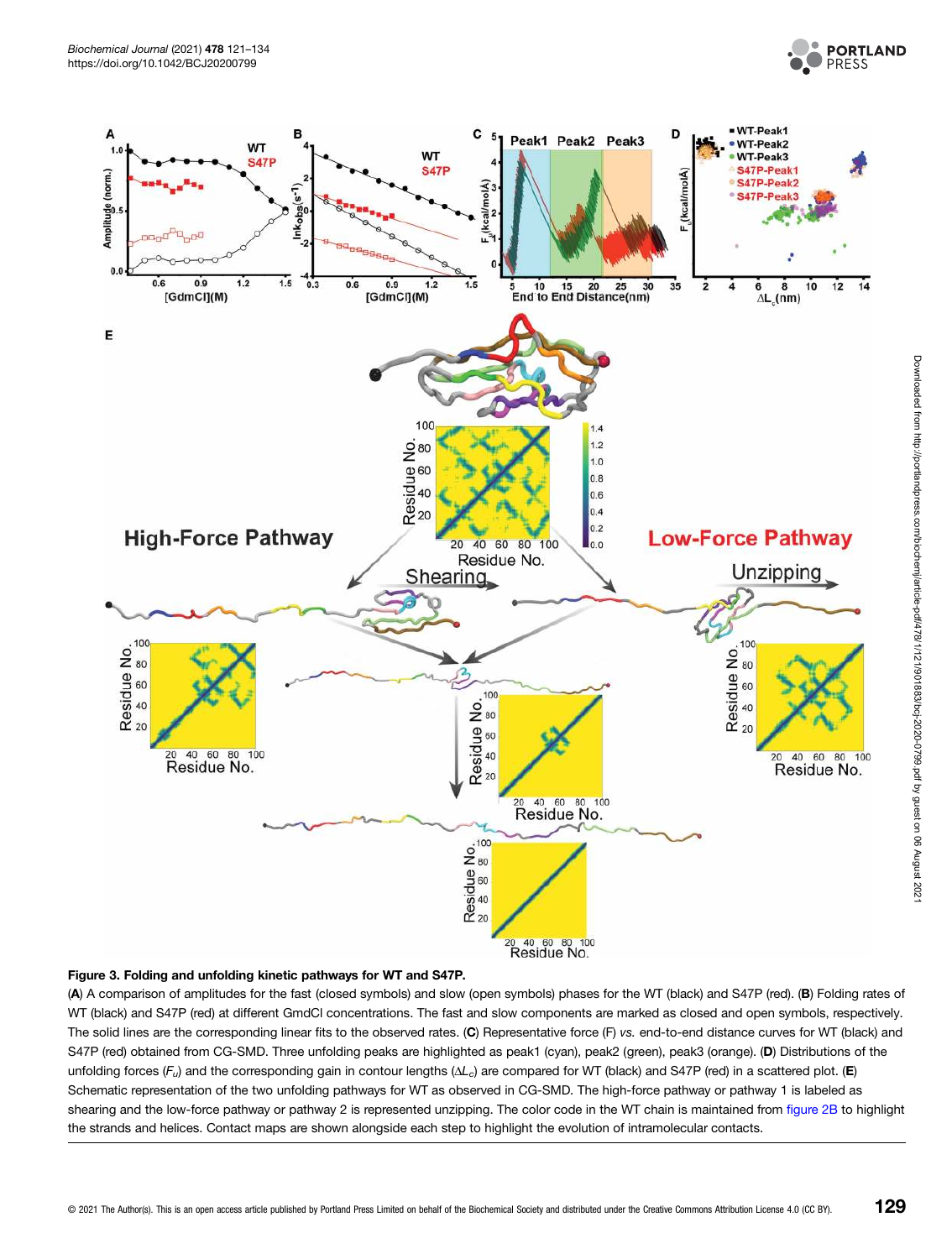**Figure 3. Folding and unfolding kinetic pathways for WT and S47P.**

(**A**) A comparison of amplitudes for the fast (closed symbols) and slow (open symbols) phases for the WT (black) and S47P (red). (**B**) Folding rates of WT (black) and S47P (red) at different GmdCl concentrations. The fast and slow components are marked as closed and open symbols, respectively. The solid lines are the corresponding linear fits to the observed rates. (**C**) Representative force (F) *vs.* end-to-end distance curves for WT (black) and S47P (red) obtained from CG-SMD. Three unfolding peaks are highlighted as peak1 (cyan), peak2 (green), peak3 (orange). (**D**) Distributions of the unfolding forces ($F_u$) and the corresponding gain in contour lengths ($\Delta L_c$) are compared for WT (black) and S47P (red) in a scattered plot. (**E**) Schematic representation of the two unfolding pathways for WT as observed in CG-SMD. The high-force pathway or pathway 1 is labeled as shearing and the low-force pathway or pathway 2 is represented unzipping. The color code in the WT chain is maintained from figure 2B to highlight the strands and helices. Contact maps are shown alongside each step to highlight the evolution of intramolecular contacts.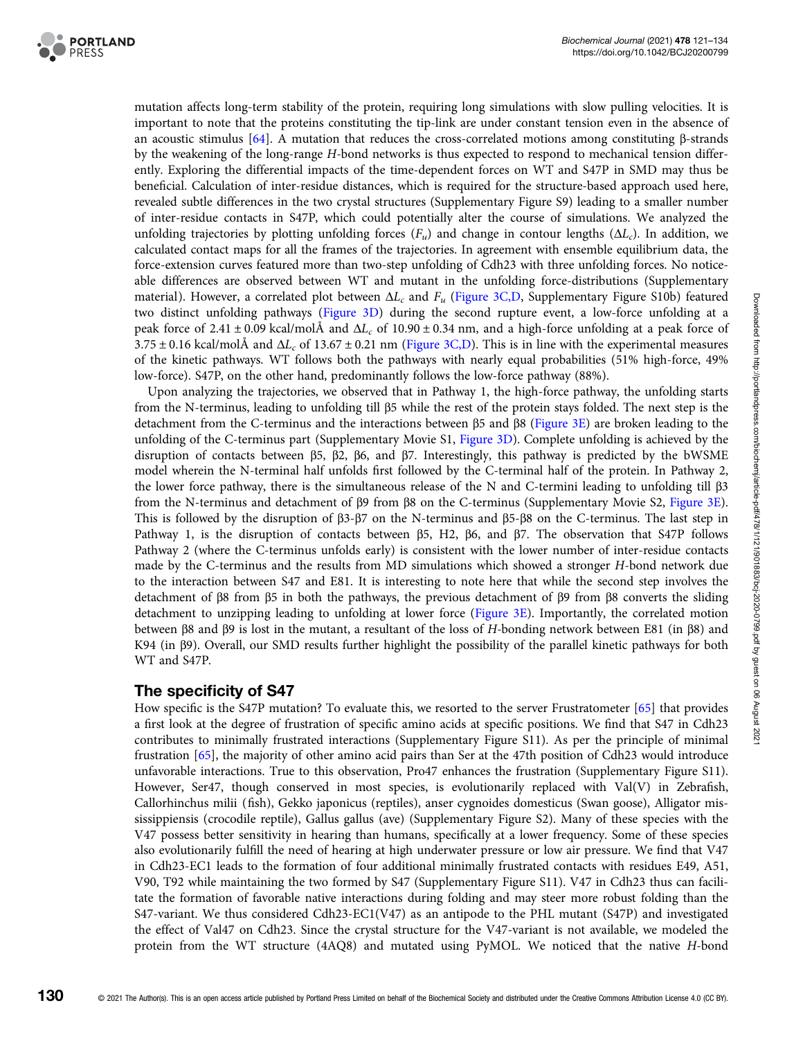mutation affects long-term stability of the protein, requiring long simulations with slow pulling velocities. It is important to note that the proteins constituting the tip-link are under constant tension even in the absence of an acoustic stimulus [64]. A mutation that reduces the cross-correlated motions among constituting β-strands by the weakening of the long-range *H*-bond networks is thus expected to respond to mechanical tension differently. Exploring the differential impacts of the time-dependent forces on WT and S47P in SMD may thus be beneficial. Calculation of inter-residue distances, which is required for the structure-based approach used here, revealed subtle differences in the two crystal structures (Supplementary Figure S9) leading to a smaller number of inter-residue contacts in S47P, which could potentially alter the course of simulations. We analyzed the unfolding trajectories by plotting unfolding forces ($F_u$) and change in contour lengths ($\Delta L_c$). In addition, we calculated contact maps for all the frames of the trajectories. In agreement with ensemble equilibrium data, the force-extension curves featured more than two-step unfolding of Cdh23 with three unfolding forces. No noticeable differences are observed between WT and mutant in the unfolding force-distributions (Supplementary material). However, a correlated plot between $\Delta L_c$ and $F_u$ (Figure 3C,D, Supplementary Figure S10b) featured two distinct unfolding pathways (Figure 3D) during the second rupture event, a low-force unfolding at a peak force of 2.41 ± 0.09 kcal/molÅ and $\Delta L_c$ of 10.90 ± 0.34 nm, and a high-force unfolding at a peak force of 3.75 ± 0.16 kcal/molÅ and $\Delta L_c$ of 13.67 ± 0.21 nm (Figure 3C,D). This is in line with the experimental measures of the kinetic pathways. WT follows both the pathways with nearly equal probabilities (51% high-force, 49% low-force). S47P, on the other hand, predominantly follows the low-force pathway (88%).

Upon analyzing the trajectories, we observed that in Pathway 1, the high-force pathway, the unfolding starts from the N-terminus, leading to unfolding till β5 while the rest of the protein stays folded. The next step is the detachment from the C-terminus and the interactions between β5 and β8 (Figure 3E) are broken leading to the unfolding of the C-terminus part (Supplementary Movie S1, Figure 3D). Complete unfolding is achieved by the disruption of contacts between β5, β2, β6, and β7. Interestingly, this pathway is predicted by the bWSME model wherein the N-terminal half unfolds first followed by the C-terminal half of the protein. In Pathway 2, the lower force pathway, there is the simultaneous release of the N and C-termini leading to unfolding till β3 from the N-terminus and detachment of β9 from β8 on the C-terminus (Supplementary Movie S2, Figure 3E). This is followed by the disruption of β3-β7 on the N-terminus and β5-β8 on the C-terminus. The last step in Pathway 1, is the disruption of contacts between β5, H2, β6, and β7. The observation that S47P follows Pathway 2 (where the C-terminus unfolds early) is consistent with the lower number of inter-residue contacts made by the C-terminus and the results from MD simulations which showed a stronger *H*-bond network due to the interaction between S47 and E81. It is interesting to note here that while the second step involves the detachment of β8 from β5 in both the pathways, the previous detachment of β9 from β8 converts the sliding detachment to unzipping leading to unfolding at lower force (Figure 3E). Importantly, the correlated motion between β8 and β9 is lost in the mutant, a resultant of the loss of *H*-bonding network between E81 (in β8) and K94 (in β9). Overall, our SMD results further highlight the possibility of the parallel kinetic pathways for both WT and S47P.

## The specificity of S47

How specific is the S47P mutation? To evaluate this, we resorted to the server Frustratometer [65] that provides a first look at the degree of frustration of specific amino acids at specific positions. We find that S47 in Cdh23 contributes to minimally frustrated interactions (Supplementary Figure S11). As per the principle of minimal frustration [65], the majority of other amino acid pairs than Ser at the 47th position of Cdh23 would introduce unfavorable interactions. True to this observation, Pro47 enhances the frustration (Supplementary Figure S11). However, Ser47, though conserved in most species, is evolutionarily replaced with Val(V) in Zebrafish, Callorhinchus milii (fish), Gekko japonicus (reptiles), anser cygnoides domesticus (Swan goose), Alligator mississippiensis (crocodile reptile), Gallus gallus (ave) (Supplementary Figure S2). Many of these species with the V47 possess better sensitivity in hearing than humans, specifically at a lower frequency. Some of these species also evolutionarily fulfill the need of hearing at high underwater pressure or low air pressure. We find that V47 in Cdh23-EC1 leads to the formation of four additional minimally frustrated contacts with residues E49, A51, V90, T92 while maintaining the two formed by S47 (Supplementary Figure S11). V47 in Cdh23 thus can facilitate the formation of favorable native interactions during folding and may steer more robust folding than the S47-variant. We thus considered Cdh23-EC1(V47) as an antipode to the PHL mutant (S47P) and investigated the effect of Val47 on Cdh23. Since the crystal structure for the V47-variant is not available, we modeled the protein from the WT structure (4AQ8) and mutated using PyMOL. We noticed that the native *H*-bond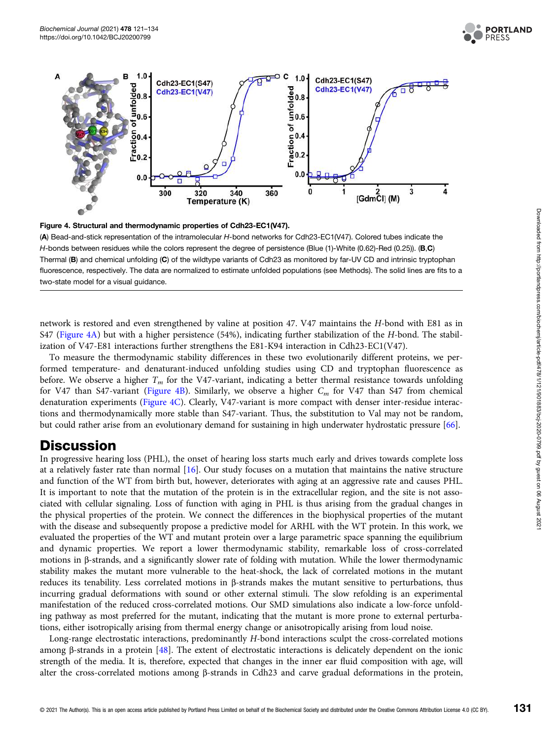**Figure 4. Structural and thermodynamic properties of Cdh23-EC1(V47).**

(**A**) Bead-and-stick representation of the intramolecular *H*-bond networks for Cdh23-EC1(V47). Colored tubes indicate the *H*-bonds between residues while the colors represent the degree of persistence (Blue (1)-White (0.62)-Red (0.25)). (**B**,**C**) Thermal (**B**) and chemical unfolding (**C**) of the wildtype variants of Cdh23 as monitored by far-UV CD and intrinsic tryptophan fluorescence, respectively. The data are normalized to estimate unfolded populations (see Methods). The solid lines are fits to a two-state model for a visual guidance.

network is restored and even strengthened by valine at position 47. V47 maintains the *H*-bond with E81 as in S47 (Figure 4A) but with a higher persistence (54%), indicating further stabilization of the *H*-bond. The stabilization of V47-E81 interactions further strengthens the E81-K94 interaction in Cdh23-EC1(V47).

To measure the thermodynamic stability differences in these two evolutionarily different proteins, we performed temperature- and denaturant-induced unfolding studies using CD and tryptophan fluorescence as before. We observe a higher $T_m$ for the V47-variant, indicating a better thermal resistance towards unfolding for V47 than S47-variant (Figure 4B). Similarly, we observe a higher $C_m$ for V47 than S47 from chemical denaturation experiments (Figure 4C). Clearly, V47-variant is more compact with denser inter-residue interactions and thermodynamically more stable than S47-variant. Thus, the substitution to Val may not be random, but could rather arise from an evolutionary demand for sustaining in high underwater hydrostatic pressure [66].

# Discussion

In progressive hearing loss (PHL), the onset of hearing loss starts much early and drives towards complete loss at a relatively faster rate than normal [16]. Our study focuses on a mutation that maintains the native structure and function of the WT from birth but, however, deteriorates with aging at an aggressive rate and causes PHL. It is important to note that the mutation of the protein is in the extracellular region, and the site is not associated with cellular signaling. Loss of function with aging in PHL is thus arising from the gradual changes in the physical properties of the protein. We connect the differences in the biophysical properties of the mutant with the disease and subsequently propose a predictive model for ARHL with the WT protein. In this work, we evaluated the properties of the WT and mutant protein over a large parametric space spanning the equilibrium and dynamic properties. We report a lower thermodynamic stability, remarkable loss of cross-correlated motions in β-strands, and a significantly slower rate of folding with mutation. While the lower thermodynamic stability makes the mutant more vulnerable to the heat-shock, the lack of correlated motions in the mutant reduces its tenability. Less correlated motions in β-strands makes the mutant sensitive to perturbations, thus incurring gradual deformations with sound or other external stimuli. The slow refolding is an experimental manifestation of the reduced cross-correlated motions. Our SMD simulations also indicate a low-force unfolding pathway as most preferred for the mutant, indicating that the mutant is more prone to external perturbations, either isotropically arising from thermal energy change or anisotropically arising from loud noise.

Long-range electrostatic interactions, predominantly *H*-bond interactions sculpt the cross-correlated motions among β-strands in a protein [48]. The extent of electrostatic interactions is delicately dependent on the ionic strength of the media. It is, therefore, expected that changes in the inner ear fluid composition with age, will alter the cross-correlated motions among β-strands in Cdh23 and carve gradual deformations in the protein,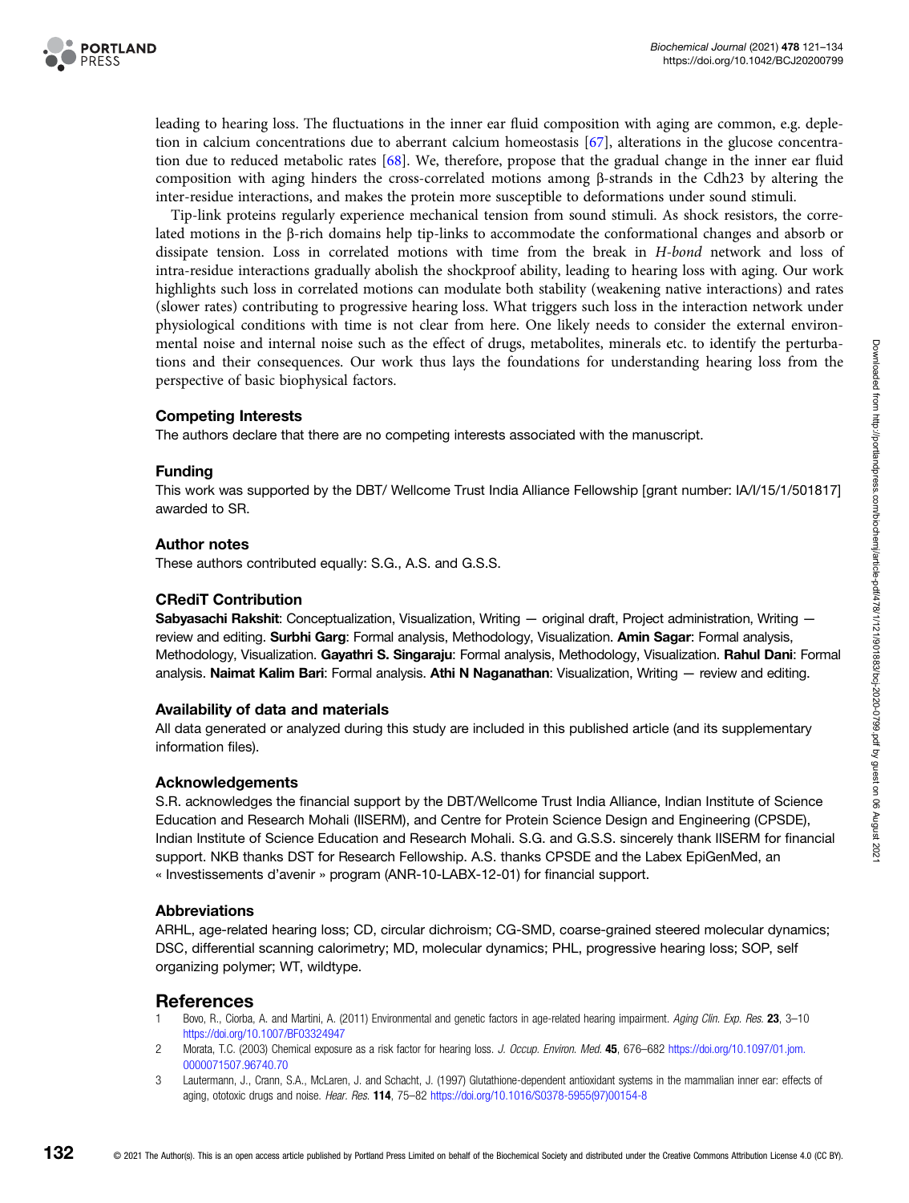leading to hearing loss. The fluctuations in the inner ear fluid composition with aging are common, e.g. depletion in calcium concentrations due to aberrant calcium homeostasis [67], alterations in the glucose concentration due to reduced metabolic rates [68]. We, therefore, propose that the gradual change in the inner ear fluid composition with aging hinders the cross-correlated motions among β-strands in the Cdh23 by altering the inter-residue interactions, and makes the protein more susceptible to deformations under sound stimuli.

Tip-link proteins regularly experience mechanical tension from sound stimuli. As shock resistors, the correlated motions in the β-rich domains help tip-links to accommodate the conformational changes and absorb or dissipate tension. Loss in correlated motions with time from the break in *H-bond* network and loss of intra-residue interactions gradually abolish the shockproof ability, leading to hearing loss with aging. Our work highlights such loss in correlated motions can modulate both stability (weakening native interactions) and rates (slower rates) contributing to progressive hearing loss. What triggers such loss in the interaction network under physiological conditions with time is not clear from here. One likely needs to consider the external environmental noise and internal noise such as the effect of drugs, metabolites, minerals etc. to identify the perturbations and their consequences. Our work thus lays the foundations for understanding hearing loss from the perspective of basic biophysical factors.

### Competing Interests

The authors declare that there are no competing interests associated with the manuscript.

### Funding

This work was supported by the DBT/ Wellcome Trust India Alliance Fellowship [grant number: IA/I/15/1/501817] awarded to SR.

### Author notes

These authors contributed equally: S.G., A.S. and G.S.S.

### CRediT Contribution

**Sabyasachi Rakshit**: Conceptualization, Visualization, Writing — original draft, Project administration, Writing — review and editing. **Surbhi Garg**: Formal analysis, Methodology, Visualization. **Amin Sagar**: Formal analysis, Methodology, Visualization. **Gayathri S. Singaraju**: Formal analysis, Methodology, Visualization. **Rahul Dani**: Formal analysis. **Naimat Kalim Bari**: Formal analysis. **Athi N Naganathan**: Visualization, Writing — review and editing.

### Availability of data and materials

All data generated or analyzed during this study are included in this published article (and its supplementary information files).

### Acknowledgements

S.R. acknowledges the financial support by the DBT/Wellcome Trust India Alliance, Indian Institute of Science Education and Research Mohali (IISERM), and Centre for Protein Science Design and Engineering (CPSDE), Indian Institute of Science Education and Research Mohali. S.G. and G.S.S. sincerely thank IISERM for financial support. NKB thanks DST for Research Fellowship. A.S. thanks CPSDE and the Labex EpiGenMed, an « Investissements d'avenir » program (ANR-10-LABX-12-01) for financial support.

### Abbreviations

ARHL, age-related hearing loss; CD, circular dichroism; CG-SMD, coarse-grained steered molecular dynamics; DSC, differential scanning calorimetry; MD, molecular dynamics; PHL, progressive hearing loss; SOP, self organizing polymer; WT, wildtype.

## References

1. Bovo, R., Ciorba, A. and Martini, A. (2011) Environmental and genetic factors in age-related hearing impairment. *Aging Clin. Exp. Res.* **23**, 3–10 https://doi.org/10.1007/BF03324947
2. Morata, T.C. (2003) Chemical exposure as a risk factor for hearing loss. *J. Occup. Environ. Med.* **45**, 676–682 https://doi.org/10.1097/01.jom.0000071507.96740.70
3. Lautermann, J., Crann, S.A., McLaren, J. and Schacht, J. (1997) Glutathione-dependent antioxidant systems in the mammalian inner ear: effects of aging, ototoxic drugs and noise. *Hear. Res.* **114**, 75–82 https://doi.org/10.1016/S0378-5955(97)00154-8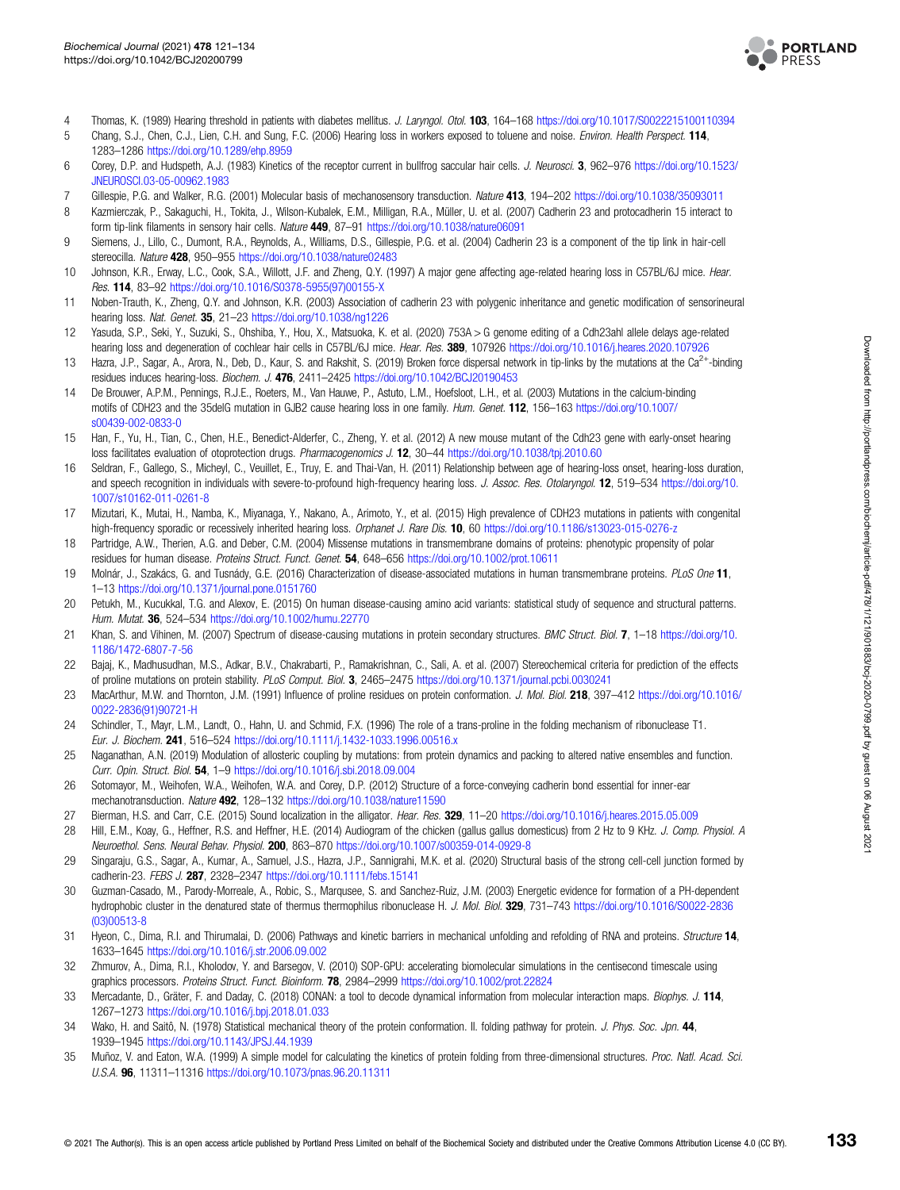4 Thomas, K. (1989) Hearing threshold in patients with diabetes mellitus. *J. Laryngol. Otol.* **103**, 164–168 https://doi.org/10.1017/S0022215100110394

5 Chang, S.J., Chen, C.J., Lien, C.H. and Sung, F.C. (2006) Hearing loss in workers exposed to toluene and noise. *Environ. Health Perspect.* **114**, 1283–1286 https://doi.org/10.1289/ehp.8959

6 Corey, D.P. and Hudspeth, A.J. (1983) Kinetics of the receptor current in bullfrog saccular hair cells. *J. Neurosci.* **3**, 962–976 https://doi.org/10.1523/JNEUROSCI.03-05-00962.1983

7 Gillespie, P.G. and Walker, R.G. (2001) Molecular basis of mechanosensory transduction. *Nature* **413**, 194–202 https://doi.org/10.1038/35093011

8 Kazmierczak, P., Sakaguchi, H., Tokita, J., Wilson-Kubalek, E.M., Milligan, R.A., Müller, U. et al. (2007) Cadherin 23 and protocadherin 15 interact to form tip-link filaments in sensory hair cells. *Nature* **449**, 87–91 https://doi.org/10.1038/nature06091

9 Siemens, J., Lillo, C., Dumont, R.A., Reynolds, A., Williams, D.S., Gillespie, P.G. et al. (2004) Cadherin 23 is a component of the tip link in hair-cell stereocilla. *Nature* **428**, 950–955 https://doi.org/10.1038/nature02483

10 Johnson, K.R., Erway, L.C., Cook, S.A., Willott, J.F. and Zheng, Q.Y. (1997) A major gene affecting age-related hearing loss in C57BL/6J mice. *Hear. Res.* **114**, 83–92 https://doi.org/10.1016/S0378-5955(97)00155-X

11 Noben-Trauth, K., Zheng, Q.Y. and Johnson, K.R. (2003) Association of cadherin 23 with polygenic inheritance and genetic modification of sensorineural hearing loss. *Nat. Genet.* **35**, 21–23 https://doi.org/10.1038/ng1226

12 Yasuda, S.P., Seki, Y., Suzuki, S., Ohshiba, Y., Hou, X., Matsuoka, K. et al. (2020) 753A > G genome editing of a Cdh23ahl allele delays age-related hearing loss and degeneration of cochlear hair cells in C57BL/6J mice. *Hear. Res.* **389**, 107926 https://doi.org/10.1016/j.heares.2020.107926

13 Hazra, J.P., Sagar, A., Arora, N., Deb, D., Kaur, S. and Rakshit, S. (2019) Broken force dispersal network in tip-links by the mutations at the $Ca^{2+}$-binding residues induces hearing-loss. *Biochem. J.* **476**, 2411–2425 https://doi.org/10.1042/BCJ20190453

14 De Brouwer, A.P.M., Pennings, R.J.E., Roeters, M., Van Hauwe, P., Astuto, L.M., Hoefsloot, L.H., et al. (2003) Mutations in the calcium-binding motifs of CDH23 and the 35delG mutation in GJB2 cause hearing loss in one family. *Hum. Genet.* **112**, 156–163 https://doi.org/10.1007/s00439-002-0833-0

15 Han, F., Yu, H., Tian, C., Chen, H.E., Benedict-Alderfer, C., Zheng, Y. et al. (2012) A new mouse mutant of the Cdh23 gene with early-onset hearing loss facilitates evaluation of otoprotection drugs. *Pharmacogenomics J.* **12**, 30–44 https://doi.org/10.1038/tpj.2010.60

16 Seldran, F., Gallego, S., Micheyl, C., Veuillet, E., Truy, E. and Thai-Van, H. (2011) Relationship between age of hearing-loss onset, hearing-loss duration, and speech recognition in individuals with severe-to-profound high-frequency hearing loss. *J. Assoc. Res. Otolaryngol.* **12**, 519–534 https://doi.org/10.1007/s10162-011-0261-8

17 Mizutari, K., Mutai, H., Namba, K., Miyanaga, Y., Nakano, A., Arimoto, Y., et al. (2015) High prevalence of CDH23 mutations in patients with congenital high-frequency sporadic or recessively inherited hearing loss. *Orphanet J. Rare Dis.* **10**, 60 https://doi.org/10.1186/s13023-015-0276-z

18 Partridge, A.W., Therien, A.G. and Deber, C.M. (2004) Missense mutations in transmembrane domains of proteins: phenotypic propensity of polar residues for human disease. *Proteins Struct. Funct. Genet.* **54**, 648–656 https://doi.org/10.1002/prot.10611

19 Molnár, J., Szakács, G. and Tusnády, G.E. (2016) Characterization of disease-associated mutations in human transmembrane proteins. *PLoS One* **11**, 1–13 https://doi.org/10.1371/journal.pone.0151760

20 Petukh, M., Kucukkal, T.G. and Alexov, E. (2015) On human disease-causing amino acid variants: statistical study of sequence and structural patterns. *Hum. Mutat.* **36**, 524–534 https://doi.org/10.1002/humu.22770

21 Khan, S. and Vihinen, M. (2007) Spectrum of disease-causing mutations in protein secondary structures. *BMC Struct. Biol.* **7**, 1–18 https://doi.org/10.1186/1472-6807-7-56

22 Bajaj, K., Madhusudhan, M.S., Adkar, B.V., Chakrabarti, P., Ramakrishnan, C., Sali, A. et al. (2007) Stereochemical criteria for prediction of the effects of proline mutations on protein stability. *PLoS Comput. Biol.* **3**, 2465–2475 https://doi.org/10.1371/journal.pcbi.0030241

23 MacArthur, M.W. and Thornton, J.M. (1991) Influence of proline residues on protein conformation. *J. Mol. Biol.* **218**, 397–412 https://doi.org/10.1016/0022-2836(91)90721-H

24 Schindler, T., Mayr, L.M., Landt, O., Hahn, U. and Schmid, F.X. (1996) The role of a trans-proline in the folding mechanism of ribonuclease T1. *Eur. J. Biochem.* **241**, 516–524 https://doi.org/10.1111/j.1432-1033.1996.00516.x

25 Naganathan, A.N. (2019) Modulation of allosteric coupling by mutations: from protein dynamics and packing to altered native ensembles and function. *Curr. Opin. Struct. Biol.* **54**, 1–9 https://doi.org/10.1016/j.sbi.2018.09.004

26 Sotomayor, M., Weihofen, W.A., Weihofen, W.A. and Corey, D.P. (2012) Structure of a force-conveying cadherin bond essential for inner-ear mechanotransduction. *Nature* **492**, 128–132 https://doi.org/10.1038/nature11590

27 Bierman, H.S. and Carr, C.E. (2015) Sound localization in the alligator. *Hear. Res.* **329**, 11–20 https://doi.org/10.1016/j.heares.2015.05.009

28 Hill, E.M., Koay, G., Heffner, R.S. and Heffner, H.E. (2014) Audiogram of the chicken (gallus gallus domesticus) from 2 Hz to 9 KHz. *J. Comp. Physiol. A Neuroethol. Sens. Neural Behav. Physiol.* **200**, 863–870 https://doi.org/10.1007/s00359-014-0929-8

29 Singaraju, G.S., Sagar, A., Kumar, A., Samuel, J.S., Hazra, J.P., Sannigrahi, M.K. et al. (2020) Structural basis of the strong cell-cell junction formed by cadherin-23. *FEBS J.* **287**, 2328–2347 https://doi.org/10.1111/febs.15141

30 Guzman-Casado, M., Parody-Morreale, A., Robic, S., Marqusee, S. and Sanchez-Ruiz, J.M. (2003) Energetic evidence for formation of a PH-dependent hydrophobic cluster in the denatured state of thermus thermophilus ribonuclease H. *J. Mol. Biol.* **329**, 731–743 https://doi.org/10.1016/S0022-2836(03)00513-8

31 Hyeon, C., Dima, R.I. and Thirumalai, D. (2006) Pathways and kinetic barriers in mechanical unfolding and refolding of RNA and proteins. *Structure* **14**, 1633–1645 https://doi.org/10.1016/j.str.2006.09.002

32 Zhmurov, A., Dima, R.I., Kholodov, Y. and Barsegov, V. (2010) SOP-GPU: accelerating biomolecular simulations in the centisecond timescale using graphics processors. *Proteins Struct. Funct. Bioinform.* **78**, 2984–2999 https://doi.org/10.1002/prot.22824

33 Mercadante, D., Gräter, F. and Daday, C. (2018) CONAN: a tool to decode dynamical information from molecular interaction maps. *Biophys. J.* **114**, 1267–1273 https://doi.org/10.1016/j.bpj.2018.01.033

34 Wako, H. and Saitô, N. (1978) Statistical mechanical theory of the protein conformation. II. folding pathway for protein. *J. Phys. Soc. Jpn.* **44**, 1939–1945 https://doi.org/10.1143/JPSJ.44.1939

35 Muñoz, V. and Eaton, W.A. (1999) A simple model for calculating the kinetics of protein folding from three-dimensional structures. *Proc. Natl. Acad. Sci. U.S.A.* **96**, 11311–11316 https://doi.org/10.1073/pnas.96.20.11311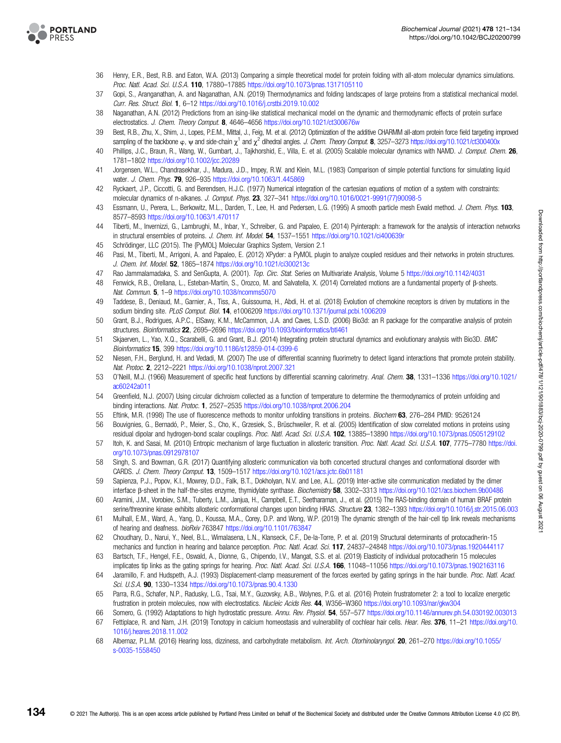36 Henry, E.R., Best, R.B. and Eaton, W.A. (2013) Comparing a simple theoretical model for protein folding with all-atom molecular dynamics simulations. *Proc. Natl. Acad. Sci. U.S.A.* **110**, 17880–17885 https://doi.org/10.1073/pnas.1317105110

37 Gopi, S., Aranganathan, A. and Naganathan, A.N. (2019) Thermodynamics and folding landscapes of large proteins from a statistical mechanical model. *Curr. Res. Struct. Biol.* **1**, 6–12 https://doi.org/10.1016/j.crstbi.2019.10.002

38 Naganathan, A.N. (2012) Predictions from an ising-like statistical mechanical model on the dynamic and thermodynamic effects of protein surface electrostatics. *J. Chem. Theory Comput.* **8**, 4646–4656 https://doi.org/10.1021/ct300676w

39 Best, R.B., Zhu, X., Shim, J., Lopes, P.E.M., Mittal, J., Feig, M. et al. (2012) Optimization of the additive CHARMM all-atom protein force field targeting improved sampling of the backbone $\varphi$, $\psi$ and side-chain $\chi^1$ and $\chi^2$ dihedral angles. *J. Chem. Theory Comput.* **8**, 3257–3273 https://doi.org/10.1021/ct300400x

40 Phillips, J.C., Braun, R., Wang, W., Gumbart, J., Tajkhorshid, E., Villa, E. et al. (2005) Scalable molecular dynamics with NAMD. *J. Comput. Chem.* **26**, 1781–1802 https://doi.org/10.1002/jcc.20289

41 Jorgensen, W.L., Chandrasekhar, J., Madura, J.D., Impey, R.W. and Klein, M.L. (1983) Comparison of simple potential functions for simulating liquid water. *J. Chem. Phys.* **79**, 926–935 https://doi.org/10.1063/1.445869

42 Ryckaert, J.P., Ciccotti, G. and Berendsen, H.J.C. (1977) Numerical integration of the cartesian equations of motion of a system with constraints: molecular dynamics of n-alkanes. *J. Comput. Phys.* **23**, 327–341 https://doi.org/10.1016/0021-9991(77)90098-5

43 Essmann, U., Perera, L., Berkowitz, M.L., Darden, T., Lee, H. and Pedersen, L.G. (1995) A smooth particle mesh Ewald method. *J. Chem. Phys.* **103**, 8577–8593 https://doi.org/10.1063/1.470117

44 Tiberti, M., Invernizzi, G., Lambrughi, M., Inbar, Y., Schreiber, G. and Papaleo, E. (2014) Pyinteraph: a framework for the analysis of interaction networks in structural ensembles of proteins. *J. Chem. Inf. Model.* **54**, 1537–1551 https://doi.org/10.1021/ci400639r

45 Schrödinger, LLC (2015). The {PyMOL} Molecular Graphics System, Version 2.1

46 Pasi, M., Tiberti, M., Arrigoni, A. and Papaleo, E. (2012) XPyder: a PyMOL plugin to analyze coupled residues and their networks in protein structures. *J. Chem. Inf. Model.* **52**, 1865–1874 https://doi.org/10.1021/ci300213c

47 Rao Jammalamadaka, S. and SenGupta, A. (2001). *Top. Circ. Stat.* Series on Multivariate Analysis, Volume 5 https://doi.org/10.1142/4031

48 Fenwick, R.B., Orellana, L., Esteban-Martín, S., Orozco, M. and Salvatella, X. (2014) Correlated motions are a fundamental property of β-sheets. *Nat. Commun.* **5**, 1–9 https://doi.org/10.1038/ncomms5070

49 Taddese, B., Deniaud, M., Garnier, A., Tiss, A., Guissouma, H., Abdi, H. et al. (2018) Evolution of chemokine receptors is driven by mutations in the sodium binding site. *PLoS Comput. Biol.* **14**, e1006209 https://doi.org/10.1371/journal.pcbi.1006209

50 Grant, B.J., Rodrigues, A.P.C., ElSawy, K.M., McCammon, J.A. and Caves, L.S.D. (2006) Bio3d: an R package for the comparative analysis of protein structures. *Bioinformatics* **22**, 2695–2696 https://doi.org/10.1093/bioinformatics/btl461

51 Skjaerven, L., Yao, X.Q., Scarabelli, G. and Grant, B.J. (2014) Integrating protein structural dynamics and evolutionary analysis with Bio3D. *BMC Bioinformatics* **15**, 399 https://doi.org/10.1186/s12859-014-0399-6

52 Niesen, F.H., Berglund, H. and Vedadi, M. (2007) The use of differential scanning fluorimetry to detect ligand interactions that promote protein stability. *Nat. Protoc.* **2**, 2212–2221 https://doi.org/10.1038/nprot.2007.321

53 O'Neill, M.J. (1966) Measurement of specific heat functions by differential scanning calorimetry. *Anal. Chem.* **38**, 1331–1336 https://doi.org/10.1021/ac60242a011

54 Greenfield, N.J. (2007) Using circular dichroism collected as a function of temperature to determine the thermodynamics of protein unfolding and binding interactions. *Nat. Protoc.* **1**, 2527–2535 https://doi.org/10.1038/nprot.2006.204

55 Eftink, M.R. (1998) The use of fluorescence methods to monitor unfolding transitions in proteins. *Biochem* **63**, 276–284 PMID: 9526124

56 Bouvignies, G., Bernadó, P., Meier, S., Cho, K., Grzesiek, S., Brüschweiler, R. et al. (2005) Identification of slow correlated motions in proteins using residual dipolar and hydrogen-bond scalar couplings. *Proc. Natl. Acad. Sci. U.S.A.* **102**, 13885–13890 https://doi.org/10.1073/pnas.0505129102

57 Itoh, K. and Sasai, M. (2010) Entropic mechanism of large fluctuation in allosteric transition. *Proc. Natl. Acad. Sci. U.S.A.* **107**, 7775–7780 https://doi.org/10.1073/pnas.0912978107

58 Singh, S. and Bowman, G.R. (2017) Quantifying allosteric communication via both concerted structural changes and conformational disorder with CARDS. *J. Chem. Theory Comput.* **13**, 1509–1517 https://doi.org/10.1021/acs.jctc.6b01181

59 Sapienza, P.J., Popov, K.I., Mowrey, D.D., Falk, B.T., Dokholyan, N.V. and Lee, A.L. (2019) Inter-active site communication mediated by the dimer interface β-sheet in the half-the-sites enzyme, thymidylate synthase. *Biochemistry* **58**, 3302–3313 https://doi.org/10.1021/acs.biochem.9b00486

60 Aramini, J.M., Vorobiev, S.M., Tuberty, L.M., Janjua, H., Campbell, E.T., Seetharaman, J., et al. (2015) The RAS-binding domain of human BRAF protein serine/threonine kinase exhibits allosteric conformational changes upon binding HRAS. *Structure* **23**, 1382–1393 https://doi.org/10.1016/j.str.2015.06.003

61 Mulhall, E.M., Ward, A., Yang, D., Koussa, M.A., Corey, D.P. and Wong, W.P. (2019) The dynamic strength of the hair-cell tip link reveals mechanisms of hearing and deafness. *bioRxiv* 763847 https://doi.org/10.1101/763847

62 Choudhary, D., Narui, Y., Neel, B.L., Wimalasena, L.N., Klanseck, C.F., De-la-Torre, P. et al. (2019) Structural determinants of protocadherin-15 mechanics and function in hearing and balance perception. *Proc. Natl. Acad. Sci.* **117**, 24837–24848 https://doi.org/10.1073/pnas.1920444117

63 Bartsch, T.F., Hengel, F.E., Oswald, A., Dionne, G., Chipendo, I.V., Mangat, S.S. et al. (2019) Elasticity of individual protocadherin 15 molecules implicates tip links as the gating springs for hearing. *Proc. Natl. Acad. Sci. U.S.A.* **166**, 11048–11056 https://doi.org/10.1073/pnas.1902163116

64 Jaramillo, F. and Hudspeth, A.J. (1993) Displacement-clamp measurement of the forces exerted by gating springs in the hair bundle. *Proc. Natl. Acad. Sci. U.S.A.* **90**, 1330–1334 https://doi.org/10.1073/pnas.90.4.1330

65 Parra, R.G., Schafer, N.P., Radusky, L.G., Tsai, M.Y., Guzovsky, A.B., Wolynes, P.G. et al. (2016) Protein frustratometer 2: a tool to localize energetic frustration in protein molecules, now with electrostatics. *Nucleic Acids Res.* **44**, W356–W360 https://doi.org/10.1093/nar/gkw304

66 Somero, G. (1992) Adaptations to high hydrostatic pressure. *Annu. Rev. Physiol.* **54**, 557–577 https://doi.org/10.1146/annurev.ph.54.030192.003013

67 Fettiplace, R. and Nam, J.H. (2019) Tonotopy in calcium homeostasis and vulnerability of cochlear hair cells. *Hear. Res.* **376**, 11–21 https://doi.org/10.1016/j.heares.2018.11.002

68 Albernaz, P.L.M. (2016) Hearing loss, dizziness, and carbohydrate metabolism. *Int. Arch. Otorhinolaryngol.* **20**, 261–270 https://doi.org/10.1055/s-0035-1558450